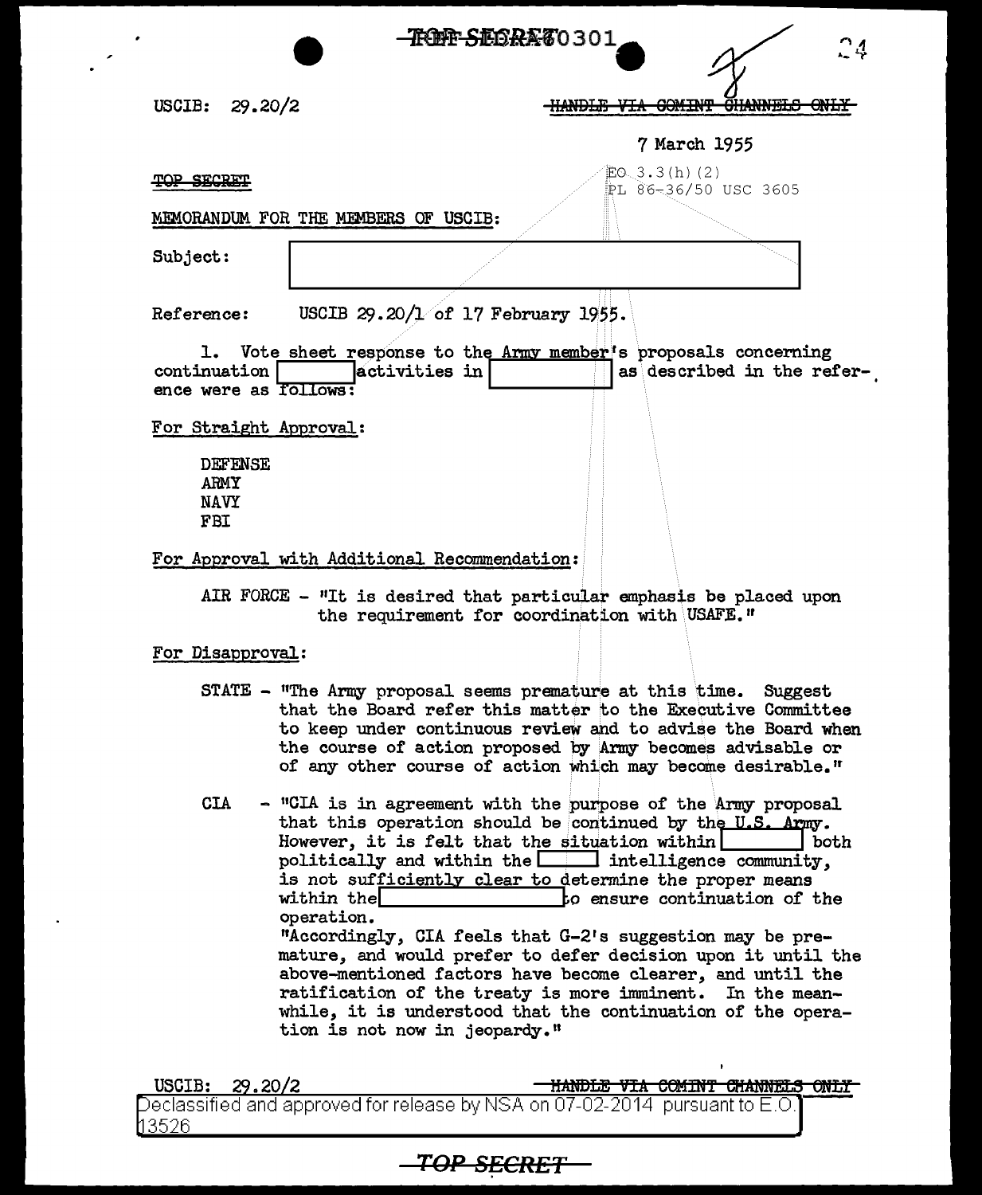TOP SECRET 0301

USCIB: 29.20/2

~~HANDLE VIA COMINT CHANNELS ONLY~~

7 March 1955

~~TOP SECRET~~

EO 3.3(h)(2)
PL 86-36/50 USC 3605

MEMORANDUM FOR THE MEMBERS OF USCIB:

Subject: [REDACTED]

Reference: USCIB 29.20/1 of 17 February 1955.

1. Vote sheet response to the Army member's proposals concerning continuation [REDACTED] activities in [REDACTED] as described in the reference were as follows:

For Straight Approval:

DEFENSE
ARMY
NAVY
FBI

For Approval with Additional Recommendation:

AIR FORCE - "It is desired that particular emphasis be placed upon the requirement for coordination with USAFE."

For Disapproval:

STATE - "The Army proposal seems premature at this time. Suggest that the Board refer this matter to the Executive Committee to keep under continuous review and to advise the Board when the course of action proposed by Army becomes advisable or of any other course of action which may become desirable."

CIA - "CIA is in agreement with the purpose of the Army proposal that this operation should be continued by the U.S. Army. However, it is felt that the situation within [REDACTED] both politically and within the [REDACTED] intelligence community, is not sufficiently clear to determine the proper means within the [REDACTED] to ensure continuation of the operation.

"Accordingly, CIA feels that G-2's suggestion may be premature, and would prefer to defer decision upon it until the above-mentioned factors have become clearer, and until the ratification of the treaty is more imminent. In the meanwhile, it is understood that the continuation of the operation is not now in jeopardy."

USCIB: 29.20/2

~~HANDLE VIA COMINT CHANNELS ONLY~~

Declassified and approved for release by NSA on 07-02-2014 pursuant to E.O. 13526

~~TOP SECRET~~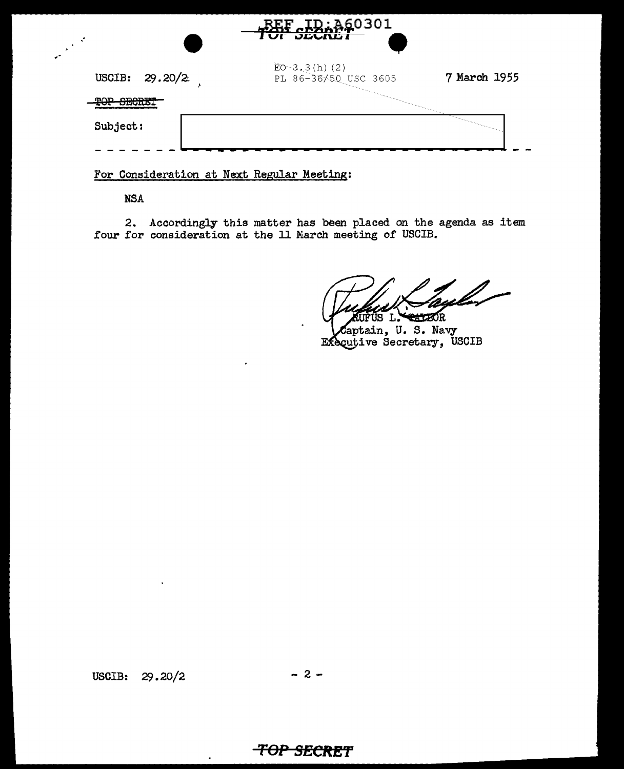REF ID:A60301

TOP SECRET

USCIB: 29.20/2

EO 3.3(h)(2)
PL 86-36/50 USC 3605

7 March 1955

~~TOP SECRET~~

Subject:

For Consideration at Next Regular Meeting:

NSA

2. Accordingly this matter has been placed on the agenda as item four for consideration at the 11 March meeting of USCIB.

RUFUS L. TAYLOR
Captain, U. S. Navy
Executive Secretary, USCIB

USCIB: 29.20/2

TOP SECRET